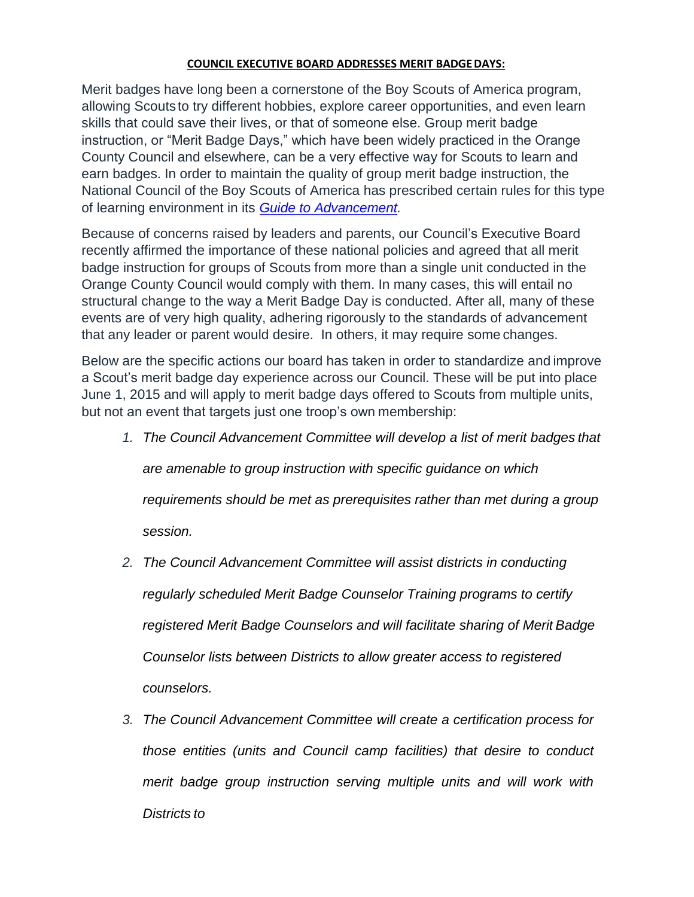**COUNCIL EXECUTIVE BOARD ADDRESSES MERIT BADGE DAYS:**

Merit badges have long been a cornerstone of the Boy Scouts of America program, allowing Scouts to try different hobbies, explore career opportunities, and even learn skills that could save their lives, or that of someone else. Group merit badge instruction, or "Merit Badge Days," which have been widely practiced in the Orange County Council and elsewhere, can be a very effective way for Scouts to learn and earn badges. In order to maintain the quality of group merit badge instruction, the National Council of the Boy Scouts of America has prescribed certain rules for this type of learning environment in its *Guide to Advancement.*

Because of concerns raised by leaders and parents, our Council's Executive Board recently affirmed the importance of these national policies and agreed that all merit badge instruction for groups of Scouts from more than a single unit conducted in the Orange County Council would comply with them. In many cases, this will entail no structural change to the way a Merit Badge Day is conducted. After all, many of these events are of very high quality, adhering rigorously to the standards of advancement that any leader or parent would desire. In others, it may require some changes.

Below are the specific actions our board has taken in order to standardize and improve a Scout's merit badge day experience across our Council. These will be put into place June 1, 2015 and will apply to merit badge days offered to Scouts from multiple units, but not an event that targets just one troop's own membership:

1. *The Council Advancement Committee will develop a list of merit badges that are amenable to group instruction with specific guidance on which requirements should be met as prerequisites rather than met during a group session.*
2. *The Council Advancement Committee will assist districts in conducting regularly scheduled Merit Badge Counselor Training programs to certify registered Merit Badge Counselors and will facilitate sharing of Merit Badge Counselor lists between Districts to allow greater access to registered counselors.*
3. *The Council Advancement Committee will create a certification process for those entities (units and Council camp facilities) that desire to conduct merit badge group instruction serving multiple units and will work with Districts to*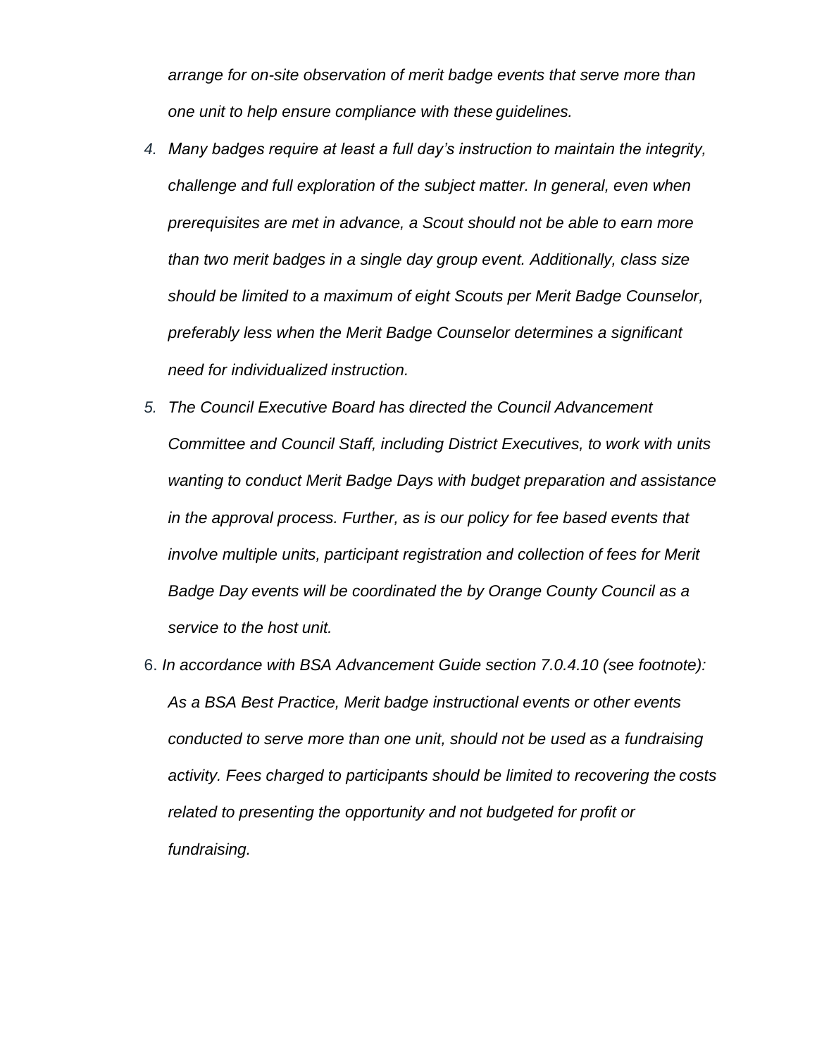*arrange for on-site observation of merit badge events that serve more than one unit to help ensure compliance with these guidelines.*

4. *Many badges require at least a full day's instruction to maintain the integrity, challenge and full exploration of the subject matter. In general, even when prerequisites are met in advance, a Scout should not be able to earn more than two merit badges in a single day group event. Additionally, class size should be limited to a maximum of eight Scouts per Merit Badge Counselor, preferably less when the Merit Badge Counselor determines a significant need for individualized instruction.*
5. *The Council Executive Board has directed the Council Advancement Committee and Council Staff, including District Executives, to work with units wanting to conduct Merit Badge Days with budget preparation and assistance in the approval process. Further, as is our policy for fee based events that involve multiple units, participant registration and collection of fees for Merit Badge Day events will be coordinated the by Orange County Council as a service to the host unit.*
6. *In accordance with BSA Advancement Guide section 7.0.4.10 (see footnote): As a BSA Best Practice, Merit badge instructional events or other events conducted to serve more than one unit, should not be used as a fundraising activity. Fees charged to participants should be limited to recovering the costs related to presenting the opportunity and not budgeted for profit or fundraising.*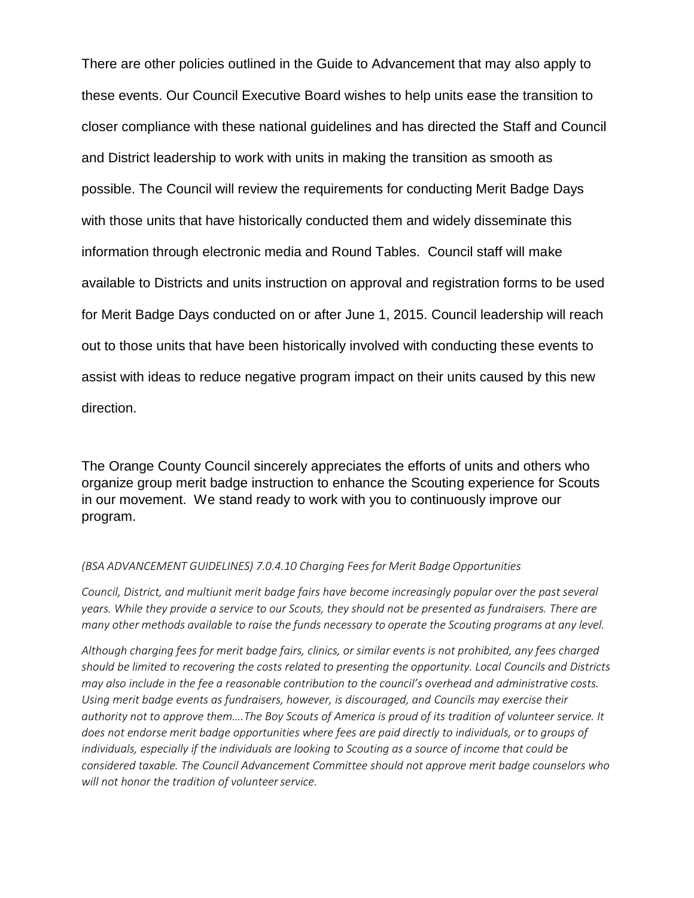There are other policies outlined in the Guide to Advancement that may also apply to these events. Our Council Executive Board wishes to help units ease the transition to closer compliance with these national guidelines and has directed the Staff and Council and District leadership to work with units in making the transition as smooth as possible. The Council will review the requirements for conducting Merit Badge Days with those units that have historically conducted them and widely disseminate this information through electronic media and Round Tables. Council staff will make available to Districts and units instruction on approval and registration forms to be used for Merit Badge Days conducted on or after June 1, 2015. Council leadership will reach out to those units that have been historically involved with conducting these events to assist with ideas to reduce negative program impact on their units caused by this new direction.

The Orange County Council sincerely appreciates the efforts of units and others who organize group merit badge instruction to enhance the Scouting experience for Scouts in our movement. We stand ready to work with you to continuously improve our program.

*(BSA ADVANCEMENT GUIDELINES) 7.0.4.10 Charging Fees for Merit Badge Opportunities*

*Council, District, and multiunit merit badge fairs have become increasingly popular over the past several years. While they provide a service to our Scouts, they should not be presented as fundraisers. There are many other methods available to raise the funds necessary to operate the Scouting programs at any level.*

*Although charging fees for merit badge fairs, clinics, or similar events is not prohibited, any fees charged should be limited to recovering the costs related to presenting the opportunity. Local Councils and Districts may also include in the fee a reasonable contribution to the council's overhead and administrative costs. Using merit badge events as fundraisers, however, is discouraged, and Councils may exercise their authority not to approve them….The Boy Scouts of America is proud of its tradition of volunteer service. It does not endorse merit badge opportunities where fees are paid directly to individuals, or to groups of individuals, especially if the individuals are looking to Scouting as a source of income that could be considered taxable. The Council Advancement Committee should not approve merit badge counselors who will not honor the tradition of volunteer service.*